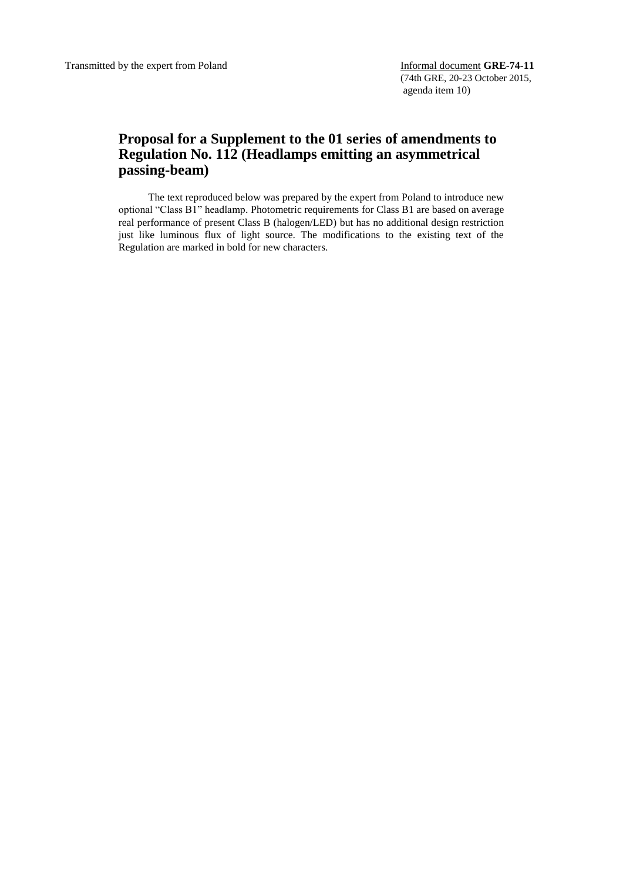Transmitted by the expert from Poland

Informal document **GRE-74-11**
(74th GRE, 20-23 October 2015,
agenda item 10)

# Proposal for a Supplement to the 01 series of amendments to Regulation No. 112 (Headlamps emitting an asymmetrical passing-beam)

The text reproduced below was prepared by the expert from Poland to introduce new optional "Class B1" headlamp. Photometric requirements for Class B1 are based on average real performance of present Class B (halogen/LED) but has no additional design restriction just like luminous flux of light source. The modifications to the existing text of the Regulation are marked in bold for new characters.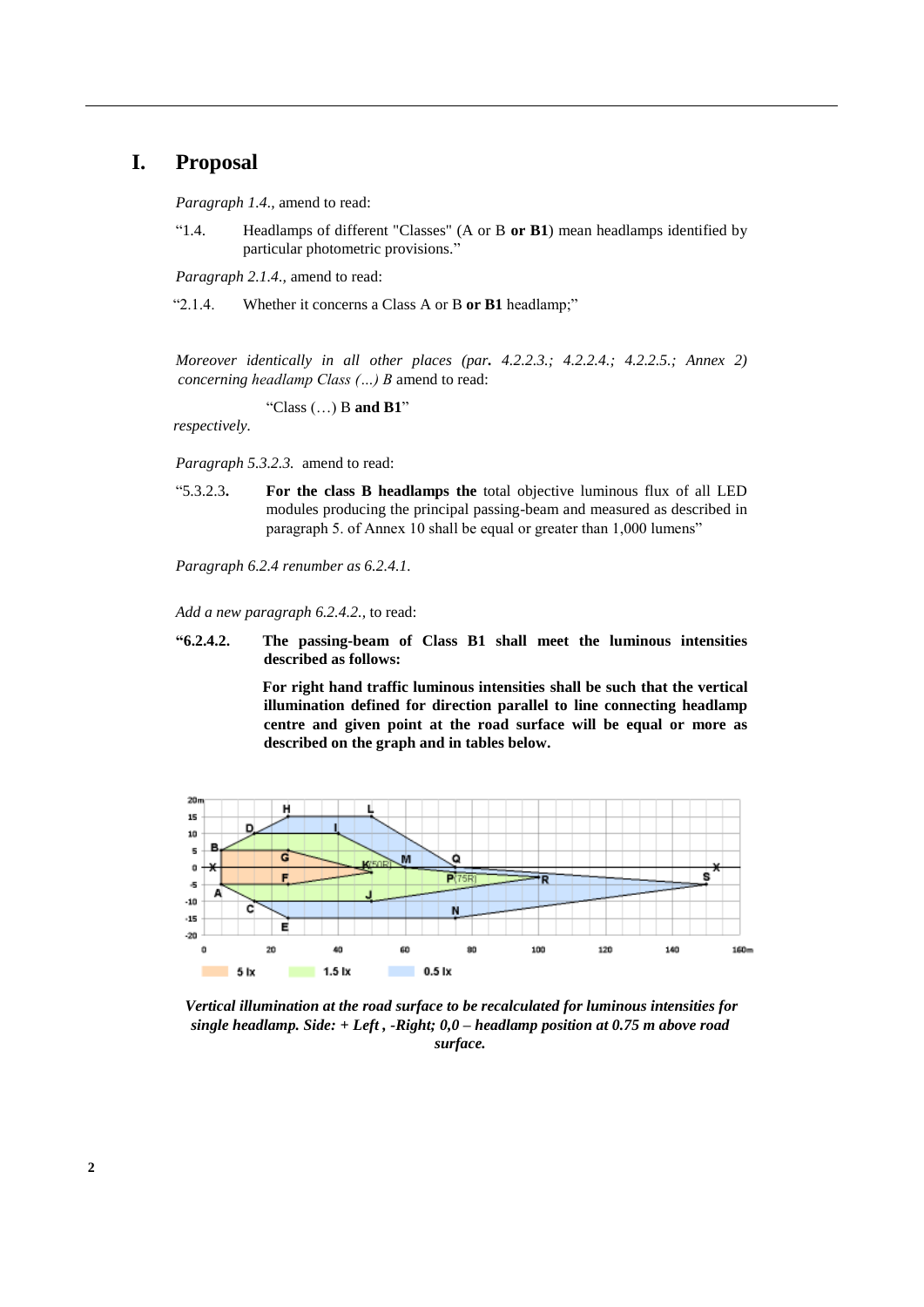# I. Proposal

*Paragraph 1.4.,* amend to read:

"1.4. Headlamps of different "Classes" (A or B **or B1**) mean headlamps identified by particular photometric provisions."

*Paragraph 2.1.4.,* amend to read:

"2.1.4. Whether it concerns a Class A or B **or B1** headlamp;"

*Moreover identically in all other places (par. 4.2.2.3.; 4.2.2.4.; 4.2.2.5.; Annex 2) concerning headlamp Class (…) B* amend to read:

"Class (…) B **and B1**"

*respectively.*

*Paragraph 5.3.2.3.* amend to read:

"5.3.2.3. **For the class B headlamps the** total objective luminous flux of all LED modules producing the principal passing-beam and measured as described in paragraph 5. of Annex 10 shall be equal or greater than 1,000 lumens"

*Paragraph 6.2.4 renumber as 6.2.4.1.*

*Add a new paragraph 6.2.4.2.,* to read:

**"6.2.4.2. The passing-beam of Class B1 shall meet the luminous intensities described as follows:**

**For right hand traffic luminous intensities shall be such that the vertical illumination defined for direction parallel to line connecting headlamp centre and given point at the road surface will be equal or more as described on the graph and in tables below.**

***Vertical illumination at the road surface to be recalculated for luminous intensities for single headlamp. Side: + Left , -Right; 0,0 – headlamp position at 0.75 m above road surface.***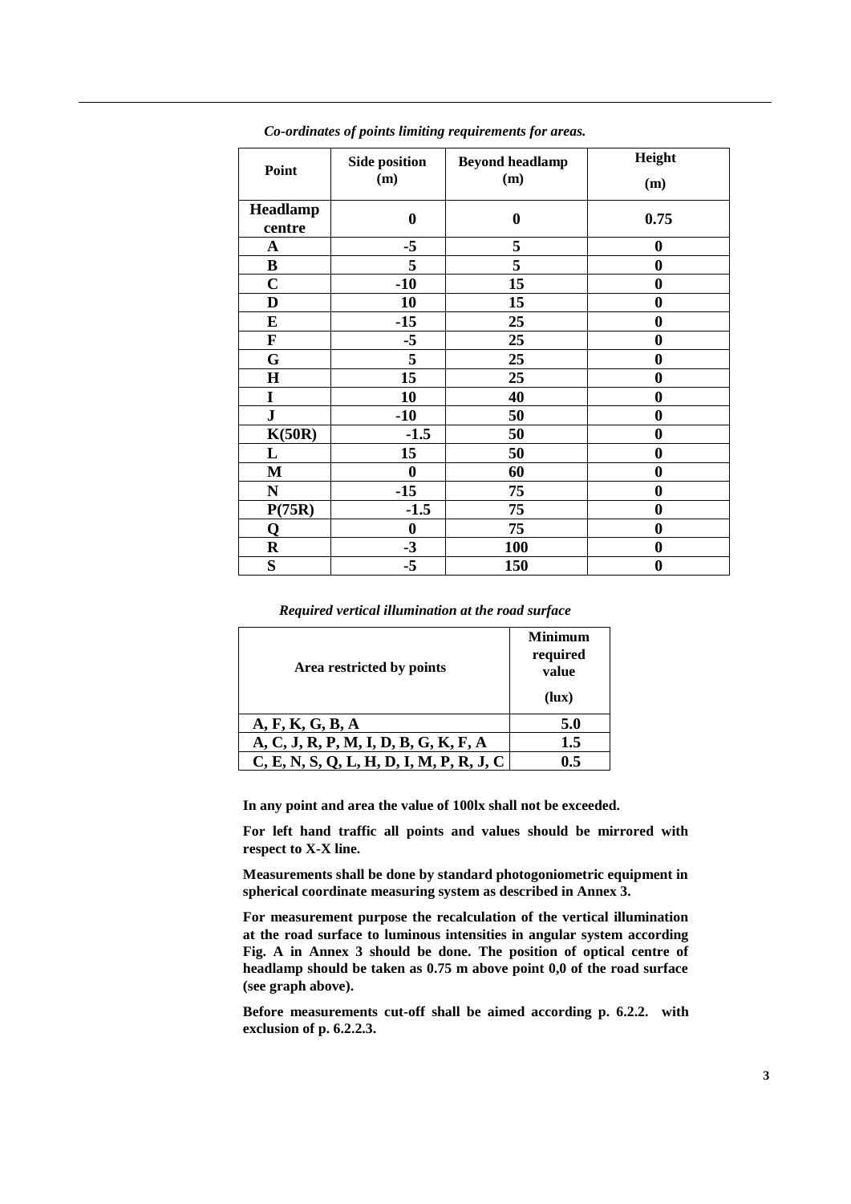*Co-ordinates of points limiting requirements for areas.*

| Point | Side position (m) | Beyond headlamp (m) | Height (m) |
|---|---|---|---|
| **Headlamp centre** | **0** | **0** | **0.75** |
| **A** | **-5** | **5** | **0** |
| **B** | **5** | **5** | **0** |
| **C** | **-10** | **15** | **0** |
| **D** | **10** | **15** | **0** |
| **E** | **-15** | **25** | **0** |
| **F** | **-5** | **25** | **0** |
| **G** | **5** | **25** | **0** |
| **H** | **15** | **25** | **0** |
| **I** | **10** | **40** | **0** |
| **J** | **-10** | **50** | **0** |
| **K(50R)** | **-1.5** | **50** | **0** |
| **L** | **15** | **50** | **0** |
| **M** | **0** | **60** | **0** |
| **N** | **-15** | **75** | **0** |
| **P(75R)** | **-1.5** | **75** | **0** |
| **Q** | **0** | **75** | **0** |
| **R** | **-3** | **100** | **0** |
| **S** | **-5** | **150** | **0** |

*Required vertical illumination at the road surface*

| Area restricted by points | Minimum required value (lux) |
|---|---|
| **A, F, K, G, B, A** | **5.0** |
| **A, C, J, R, P, M, I, D, B, G, K, F, A** | **1.5** |
| **C, E, N, S, Q, L, H, D, I, M, P, R, J, C** | **0.5** |

**In any point and area the value of 100lx shall not be exceeded.**

**For left hand traffic all points and values should be mirrored with respect to X-X line.**

**Measurements shall be done by standard photogoniometric equipment in spherical coordinate measuring system as described in Annex 3.**

**For measurement purpose the recalculation of the vertical illumination at the road surface to luminous intensities in angular system according Fig. A in Annex 3 should be done. The position of optical centre of headlamp should be taken as 0.75 m above point 0,0 of the road surface (see graph above).**

**Before measurements cut-off shall be aimed according p. 6.2.2. with exclusion of p. 6.2.2.3.**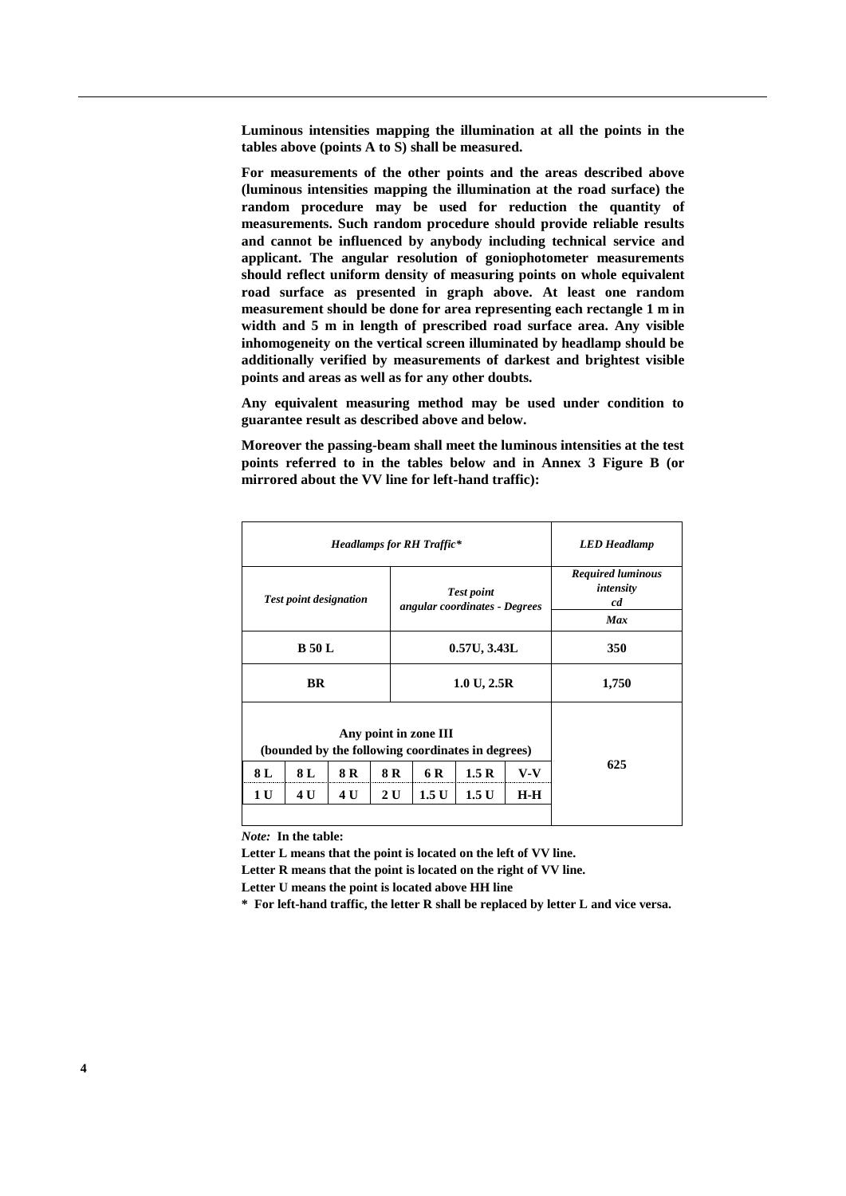**Luminous intensities mapping the illumination at all the points in the tables above (points A to S) shall be measured.**

**For measurements of the other points and the areas described above (luminous intensities mapping the illumination at the road surface) the random procedure may be used for reduction the quantity of measurements. Such random procedure should provide reliable results and cannot be influenced by anybody including technical service and applicant. The angular resolution of goniophotometer measurements should reflect uniform density of measuring points on whole equivalent road surface as presented in graph above. At least one random measurement should be done for area representing each rectangle 1 m in width and 5 m in length of prescribed road surface area. Any visible inhomogeneity on the vertical screen illuminated by headlamp should be additionally verified by measurements of darkest and brightest visible points and areas as well as for any other doubts.**

**Any equivalent measuring method may be used under condition to guarantee result as described above and below.**

**Moreover the passing-beam shall meet the luminous intensities at the test points referred to in the tables below and in Annex 3 Figure B (or mirrored about the VV line for left-hand traffic):**

| ***Headlamps for RH Traffic**** | | | | | | | ***LED Headlamp*** |
|---|---|---|---|---|---|---|---|
| ***Test point designation*** | | | ***Test point angular coordinates - Degrees*** | | | | ***Required luminous intensity cd*** |
| | | | | | | | ***Max*** |
| **B 50 L** | | | **0.57U, 3.43L** | | | | **350** |
| **BR** | | | **1.0 U, 2.5R** | | | | **1,750** |
| **Any point in zone III (bounded by the following coordinates in degrees)** | | | | | | | **625** |
| **8 L** | **8 L** | **8 R** | **8 R** | **6 R** | **1.5 R** | **V-V** | |
| **1 U** | **4 U** | **4 U** | **2 U** | **1.5 U** | **1.5 U** | **H-H** | |

*Note:* **In the table:**

**Letter L means that the point is located on the left of VV line.**

**Letter R means that the point is located on the right of VV line.**

**Letter U means the point is located above HH line**

**\* For left-hand traffic, the letter R shall be replaced by letter L and vice versa.**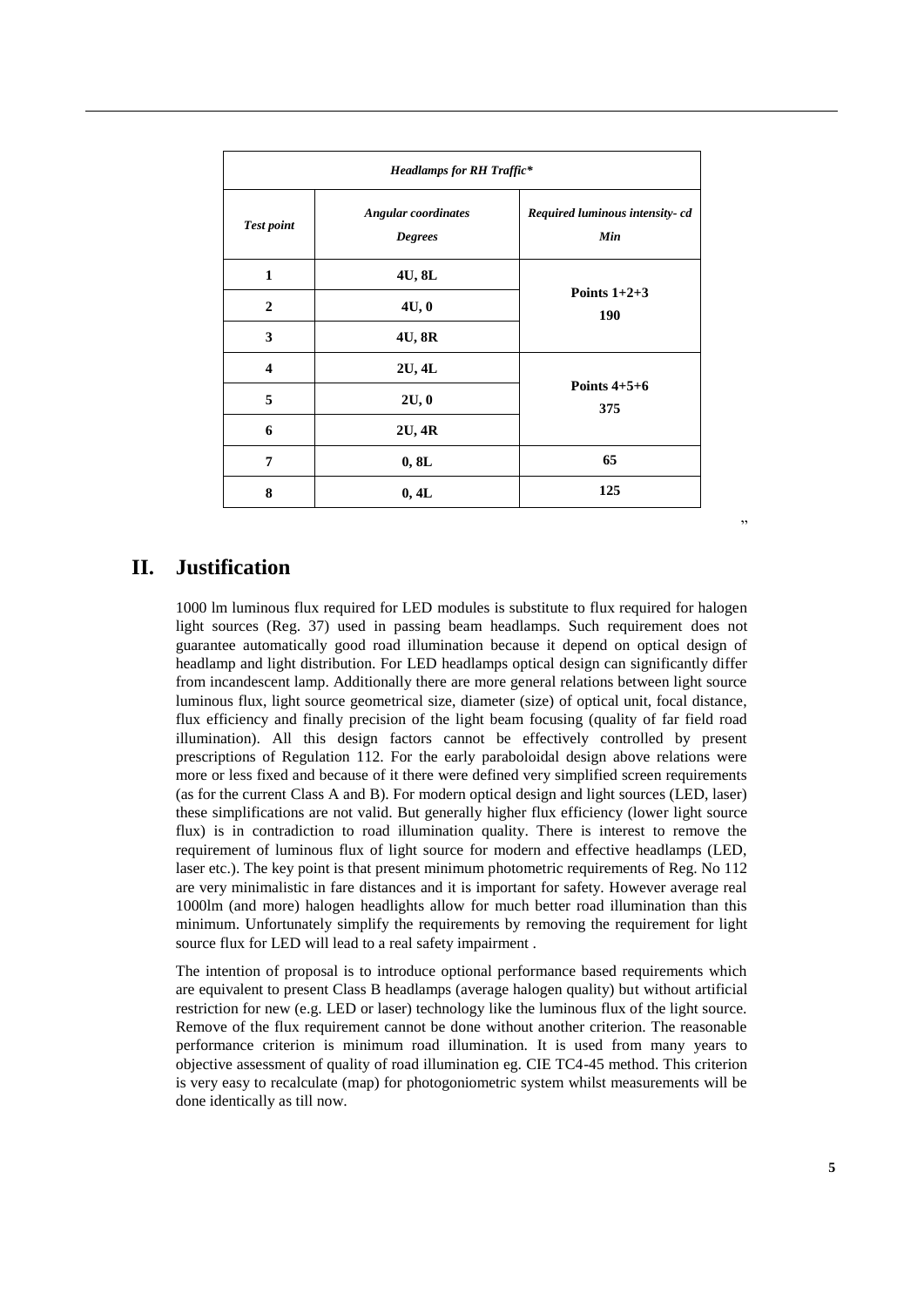| *Headlamps for RH Traffic** | | |
|---|---|---|
| ***Test point*** | ***Angular coordinates Degrees*** | ***Required luminous intensity- cd Min*** |
| **1** | **4U, 8L** | **Points 1+2+3 190** |
| **2** | **4U, 0** | |
| **3** | **4U, 8R** | |
| **4** | **2U, 4L** | **Points 4+5+6 375** |
| **5** | **2U, 0** | |
| **6** | **2U, 4R** | |
| **7** | **0, 8L** | **65** |
| **8** | **0, 4L** | **125** |

"

# II. Justification

1000 lm luminous flux required for LED modules is substitute to flux required for halogen light sources (Reg. 37) used in passing beam headlamps. Such requirement does not guarantee automatically good road illumination because it depend on optical design of headlamp and light distribution. For LED headlamps optical design can significantly differ from incandescent lamp. Additionally there are more general relations between light source luminous flux, light source geometrical size, diameter (size) of optical unit, focal distance, flux efficiency and finally precision of the light beam focusing (quality of far field road illumination). All this design factors cannot be effectively controlled by present prescriptions of Regulation 112. For the early paraboloidal design above relations were more or less fixed and because of it there were defined very simplified screen requirements (as for the current Class A and B). For modern optical design and light sources (LED, laser) these simplifications are not valid. But generally higher flux efficiency (lower light source flux) is in contradiction to road illumination quality. There is interest to remove the requirement of luminous flux of light source for modern and effective headlamps (LED, laser etc.). The key point is that present minimum photometric requirements of Reg. No 112 are very minimalistic in fare distances and it is important for safety. However average real 1000lm (and more) halogen headlights allow for much better road illumination than this minimum. Unfortunately simplify the requirements by removing the requirement for light source flux for LED will lead to a real safety impairment .

The intention of proposal is to introduce optional performance based requirements which are equivalent to present Class B headlamps (average halogen quality) but without artificial restriction for new (e.g. LED or laser) technology like the luminous flux of the light source. Remove of the flux requirement cannot be done without another criterion. The reasonable performance criterion is minimum road illumination. It is used from many years to objective assessment of quality of road illumination eg. CIE TC4-45 method. This criterion is very easy to recalculate (map) for photogoniometric system whilst measurements will be done identically as till now.